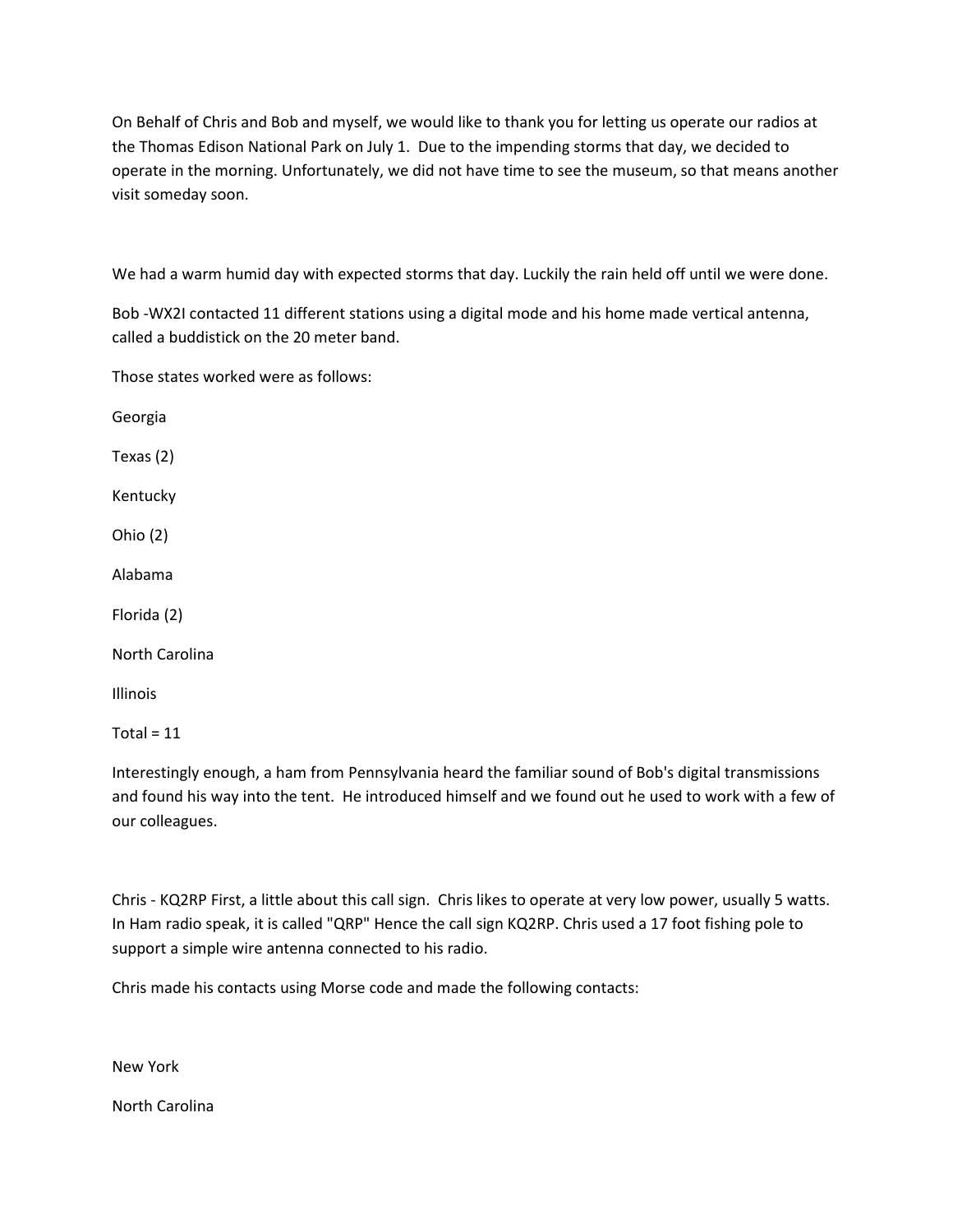On Behalf of Chris and Bob and myself, we would like to thank you for letting us operate our radios at the Thomas Edison National Park on July 1. Due to the impending storms that day, we decided to operate in the morning. Unfortunately, we did not have time to see the museum, so that means another visit someday soon.

We had a warm humid day with expected storms that day. Luckily the rain held off until we were done.

Bob -WX2I contacted 11 different stations using a digital mode and his home made vertical antenna, called a buddistick on the 20 meter band.

Those states worked were as follows:

Georgia

Texas (2)

Kentucky

Ohio (2)

Alabama

Florida (2)

North Carolina

Illinois

Total = 11

Interestingly enough, a ham from Pennsylvania heard the familiar sound of Bob's digital transmissions and found his way into the tent. He introduced himself and we found out he used to work with a few of our colleagues.

Chris - KQ2RP First, a little about this call sign. Chris likes to operate at very low power, usually 5 watts. In Ham radio speak, it is called "QRP" Hence the call sign KQ2RP. Chris used a 17 foot fishing pole to support a simple wire antenna connected to his radio.

Chris made his contacts using Morse code and made the following contacts:

New York

North Carolina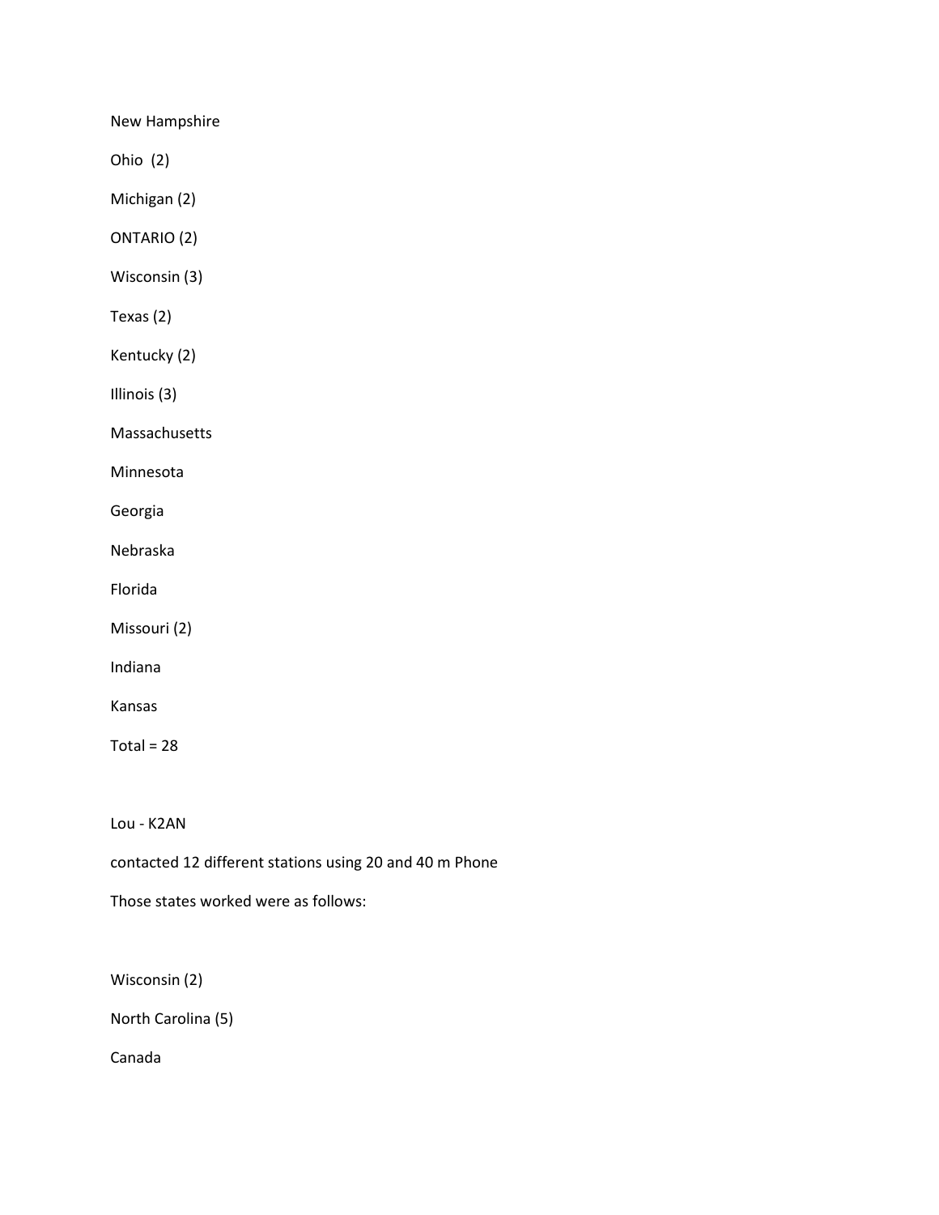New Hampshire

Ohio  (2)

Michigan (2)

ONTARIO (2)

Wisconsin (3)

Texas (2)

Kentucky (2)

Illinois (3)

Massachusetts

Minnesota

Georgia

Nebraska

Florida

Missouri (2)

Indiana

Kansas

Total = 28

Lou - K2AN

contacted 12 different stations using 20 and 40 m Phone

Those states worked were as follows:

Wisconsin (2)

North Carolina (5)

Canada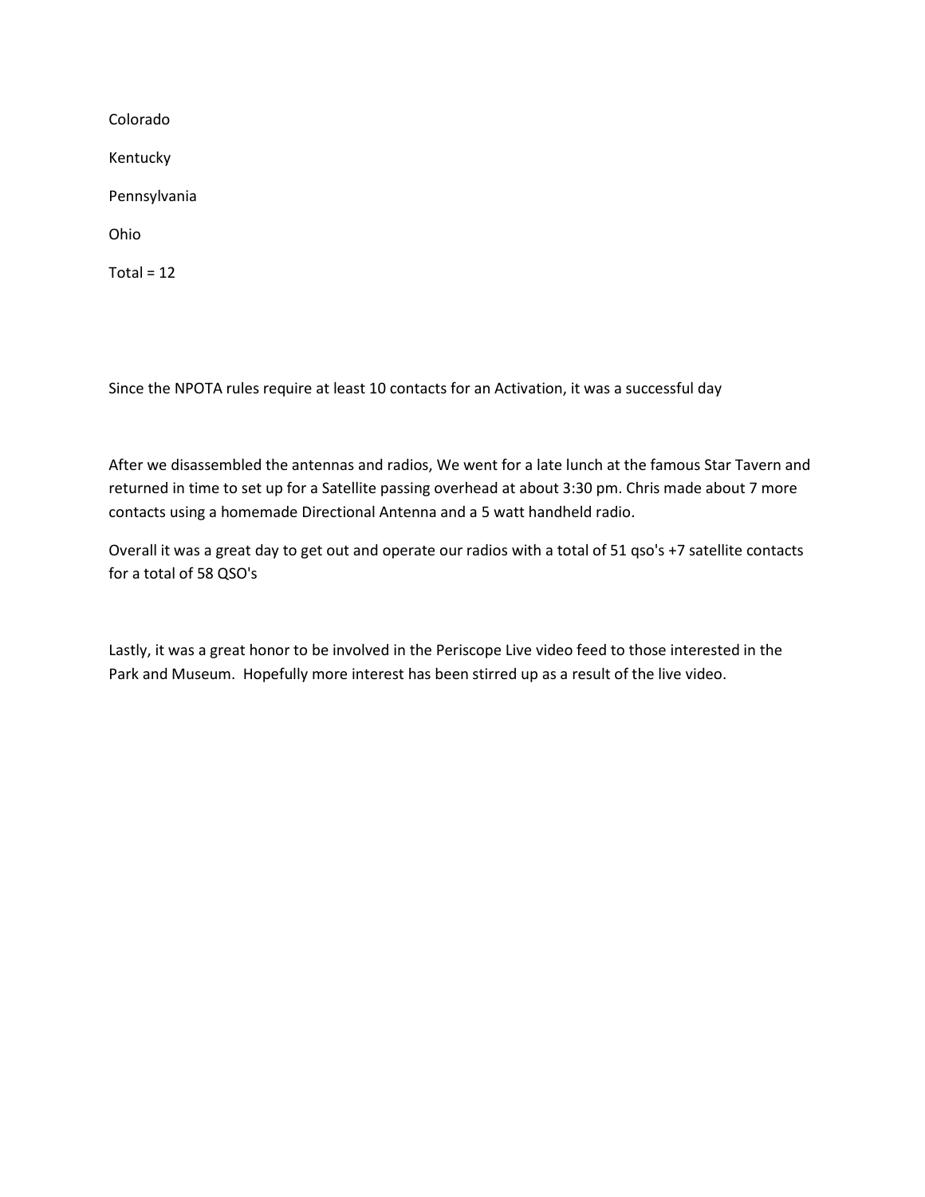Colorado

Kentucky

Pennsylvania

Ohio

Total = 12

Since the NPOTA rules require at least 10 contacts for an Activation, it was a successful day

After we disassembled the antennas and radios, We went for a late lunch at the famous Star Tavern and returned in time to set up for a Satellite passing overhead at about 3:30 pm. Chris made about 7 more contacts using a homemade Directional Antenna and a 5 watt handheld radio.

Overall it was a great day to get out and operate our radios with a total of 51 qso's +7 satellite contacts for a total of 58 QSO's

Lastly, it was a great honor to be involved in the Periscope Live video feed to those interested in the Park and Museum. Hopefully more interest has been stirred up as a result of the live video.